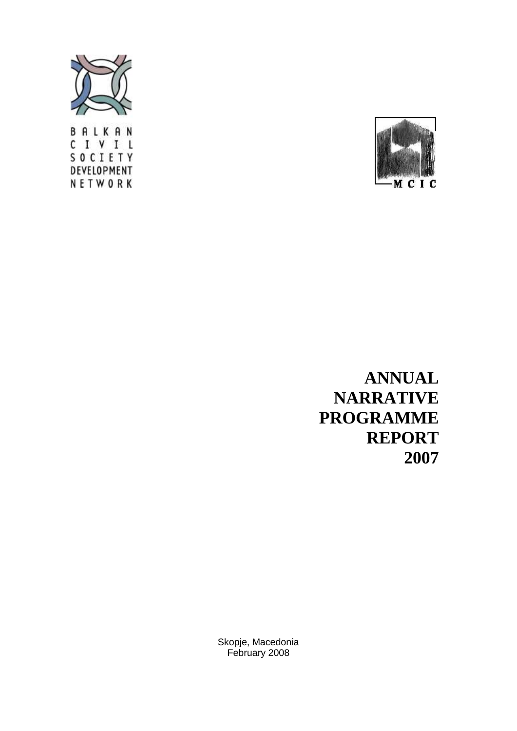BALKAN CIVIL SOCIETY DEVELOPMENT NETWORK

MCIC

# ANNUAL NARRATIVE PROGRAMME REPORT 2007

Skopje, Macedonia
February 2008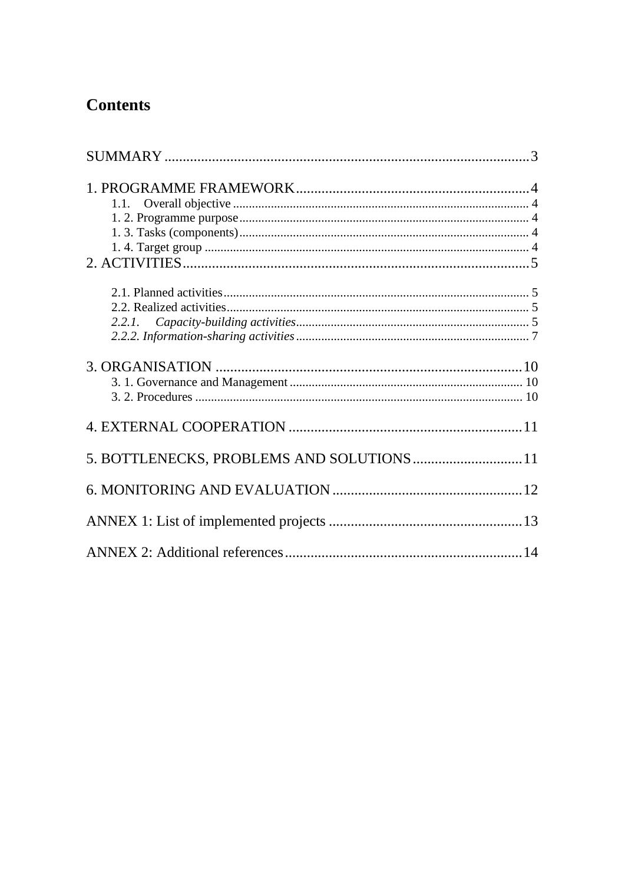# Contents

SUMMARY ........................................................................................ 3

1. PROGRAMME FRAMEWORK ................................................................ 4
   - 1.1. Overall objective ........................................................................ 4
   - 1. 2. Programme purpose ................................................................... 4
   - 1. 3. Tasks (components) ................................................................... 4
   - 1. 4. Target group ............................................................................. 4

2. ACTIVITIES ..................................................................................... 5
   - 2.1. Planned activities ......................................................................... 5
   - 2.2. Realized activities ........................................................................ 5
   - *2.2.1. Capacity-building activities* ..................................................... 5
   - *2.2.2. Information-sharing activities* ................................................. 7

3. ORGANISATION .............................................................................. 10
   - 3. 1. Governance and Management .................................................... 10
   - 3. 2. Procedures ................................................................................ 10

4. EXTERNAL COOPERATION ................................................................ 11

5. BOTTLENECKS, PROBLEMS AND SOLUTIONS .................................... 11

6. MONITORING AND EVALUATION ..................................................... 12

ANNEX 1: List of implemented projects .................................................. 13

ANNEX 2: Additional references ............................................................ 14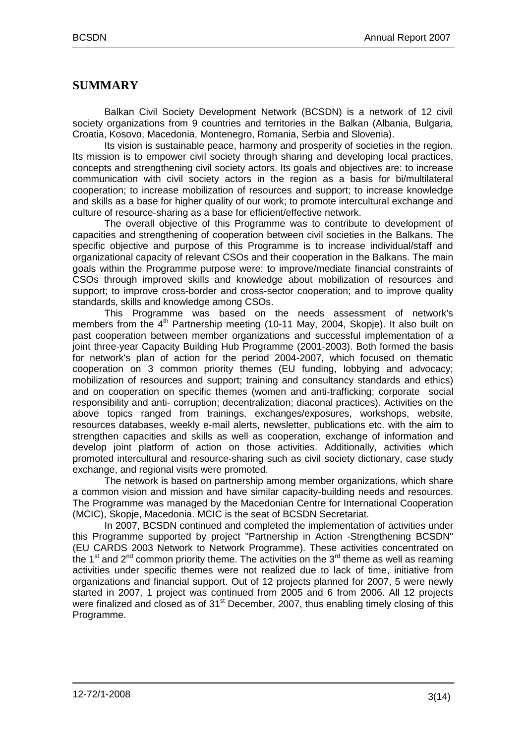# SUMMARY

Balkan Civil Society Development Network (BCSDN) is a network of 12 civil society organizations from 9 countries and territories in the Balkan (Albania, Bulgaria, Croatia, Kosovo, Macedonia, Montenegro, Romania, Serbia and Slovenia).

Its vision is sustainable peace, harmony and prosperity of societies in the region. Its mission is to empower civil society through sharing and developing local practices, concepts and strengthening civil society actors. Its goals and objectives are: to increase communication with civil society actors in the region as a basis for bi/multilateral cooperation; to increase mobilization of resources and support; to increase knowledge and skills as a base for higher quality of our work; to promote intercultural exchange and culture of resource-sharing as a base for efficient/effective network.

The overall objective of this Programme was to contribute to development of capacities and strengthening of cooperation between civil societies in the Balkans. The specific objective and purpose of this Programme is to increase individual/staff and organizational capacity of relevant CSOs and their cooperation in the Balkans. The main goals within the Programme purpose were: to improve/mediate financial constraints of CSOs through improved skills and knowledge about mobilization of resources and support; to improve cross-border and cross-sector cooperation; and to improve quality standards, skills and knowledge among CSOs.

This Programme was based on the needs assessment of network's members from the 4th Partnership meeting (10-11 May, 2004, Skopje). It also built on past cooperation between member organizations and successful implementation of a joint three-year Capacity Building Hub Programme (2001-2003). Both formed the basis for network's plan of action for the period 2004-2007, which focused on thematic cooperation on 3 common priority themes (EU funding, lobbying and advocacy; mobilization of resources and support; training and consultancy standards and ethics) and on cooperation on specific themes (women and anti-trafficking; corporate social responsibility and anti- corruption; decentralization; diaconal practices). Activities on the above topics ranged from trainings, exchanges/exposures, workshops, website, resources databases, weekly e-mail alerts, newsletter, publications etc. with the aim to strengthen capacities and skills as well as cooperation, exchange of information and develop joint platform of action on those activities. Additionally, activities which promoted intercultural and resource-sharing such as civil society dictionary, case study exchange, and regional visits were promoted.

The network is based on partnership among member organizations, which share a common vision and mission and have similar capacity-building needs and resources. The Programme was managed by the Macedonian Centre for International Cooperation (MCIC), Skopje, Macedonia. MCIC is the seat of BCSDN Secretariat.

In 2007, BCSDN continued and completed the implementation of activities under this Programme supported by project "Partnership in Action -Strengthening BCSDN" (EU CARDS 2003 Network to Network Programme). These activities concentrated on the 1st and 2nd common priority theme. The activities on the 3rd theme as well as reaming activities under specific themes were not realized due to lack of time, initiative from organizations and financial support. Out of 12 projects planned for 2007, 5 were newly started in 2007, 1 project was continued from 2005 and 6 from 2006. All 12 projects were finalized and closed as of 31st December, 2007, thus enabling timely closing of this Programme.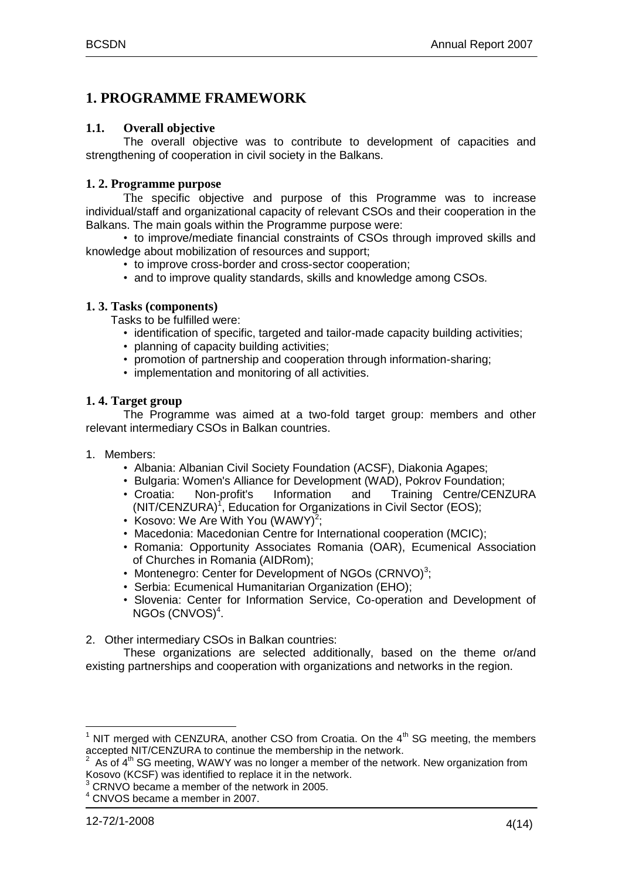# 1. PROGRAMME FRAMEWORK

## 1.1. Overall objective

The overall objective was to contribute to development of capacities and strengthening of cooperation in civil society in the Balkans.

## 1. 2. Programme purpose

The specific objective and purpose of this Programme was to increase individual/staff and organizational capacity of relevant CSOs and their cooperation in the Balkans. The main goals within the Programme purpose were:

- to improve/mediate financial constraints of CSOs through improved skills and knowledge about mobilization of resources and support;
- to improve cross-border and cross-sector cooperation;
- and to improve quality standards, skills and knowledge among CSOs.

## 1. 3. Tasks (components)

Tasks to be fulfilled were:

- identification of specific, targeted and tailor-made capacity building activities;
- planning of capacity building activities;
- promotion of partnership and cooperation through information-sharing;
- implementation and monitoring of all activities.

## 1. 4. Target group

The Programme was aimed at a two-fold target group: members and other relevant intermediary CSOs in Balkan countries.

1. Members:
   - Albania: Albanian Civil Society Foundation (ACSF), Diakonia Agapes;
   - Bulgaria: Women's Alliance for Development (WAD), Pokrov Foundation;
   - Croatia: Non-profit's Information and Training Centre/CENZURA (NIT/CENZURA)[1], Education for Organizations in Civil Sector (EOS);
   - Kosovo: We Are With You (WAWY)[2];
   - Macedonia: Macedonian Centre for International cooperation (MCIC);
   - Romania: Opportunity Associates Romania (OAR), Ecumenical Association of Churches in Romania (AIDRom);
   - Montenegro: Center for Development of NGOs (CRNVO)[3];
   - Serbia: Ecumenical Humanitarian Organization (EHO);
   - Slovenia: Center for Information Service, Co-operation and Development of NGOs (CNVOS)[4].

2. Other intermediary CSOs in Balkan countries:

These organizations are selected additionally, based on the theme or/and existing partnerships and cooperation with organizations and networks in the region.

---

[1] NIT merged with CENZURA, another CSO from Croatia. On the 4th SG meeting, the members accepted NIT/CENZURA to continue the membership in the network.

[2] As of 4th SG meeting, WAWY was no longer a member of the network. New organization from Kosovo (KCSF) was identified to replace it in the network.

[3] CRNVO became a member of the network in 2005.

[4] CNVOS became a member in 2007.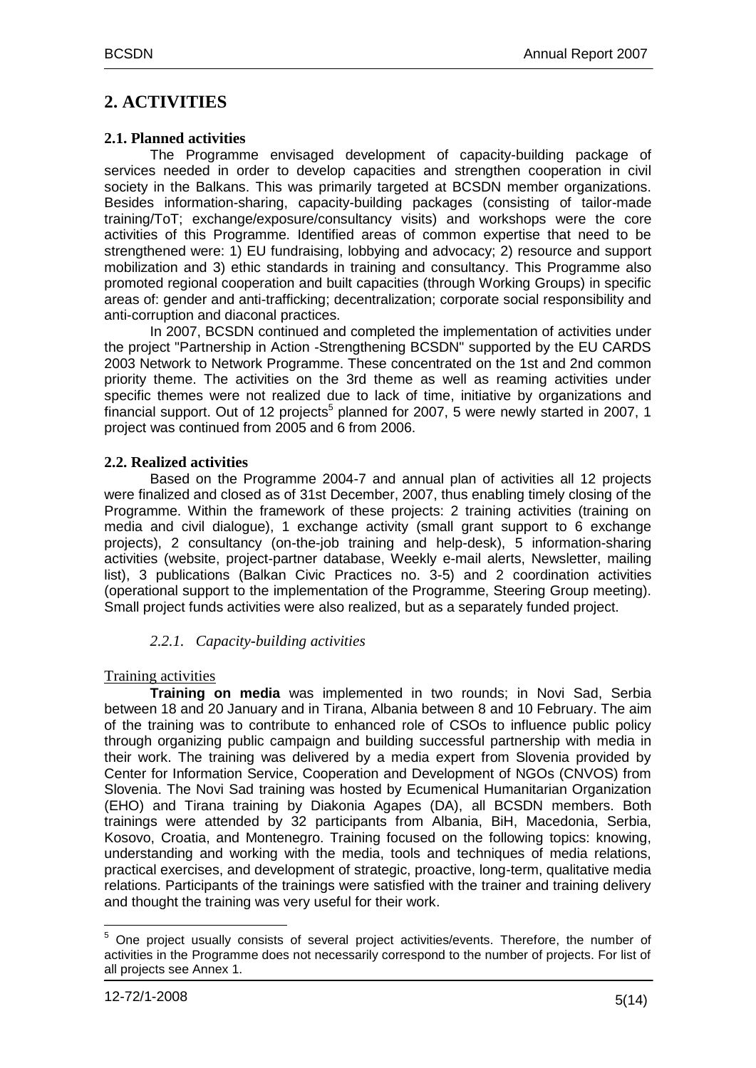# 2. ACTIVITIES

### 2.1. Planned activities

The Programme envisaged development of capacity-building package of services needed in order to develop capacities and strengthen cooperation in civil society in the Balkans. This was primarily targeted at BCSDN member organizations. Besides information-sharing, capacity-building packages (consisting of tailor-made training/ToT; exchange/exposure/consultancy visits) and workshops were the core activities of this Programme. Identified areas of common expertise that need to be strengthened were: 1) EU fundraising, lobbying and advocacy; 2) resource and support mobilization and 3) ethic standards in training and consultancy. This Programme also promoted regional cooperation and built capacities (through Working Groups) in specific areas of: gender and anti-trafficking; decentralization; corporate social responsibility and anti-corruption and diaconal practices.

In 2007, BCSDN continued and completed the implementation of activities under the project "Partnership in Action -Strengthening BCSDN" supported by the EU CARDS 2003 Network to Network Programme. These concentrated on the 1st and 2nd common priority theme. The activities on the 3rd theme as well as reaming activities under specific themes were not realized due to lack of time, initiative by organizations and financial support. Out of 12 projects[5] planned for 2007, 5 were newly started in 2007, 1 project was continued from 2005 and 6 from 2006.

### 2.2. Realized activities

Based on the Programme 2004-7 and annual plan of activities all 12 projects were finalized and closed as of 31st December, 2007, thus enabling timely closing of the Programme. Within the framework of these projects: 2 training activities (training on media and civil dialogue), 1 exchange activity (small grant support to 6 exchange projects), 2 consultancy (on-the-job training and help-desk), 5 information-sharing activities (website, project-partner database, Weekly e-mail alerts, Newsletter, mailing list), 3 publications (Balkan Civic Practices no. 3-5) and 2 coordination activities (operational support to the implementation of the Programme, Steering Group meeting). Small project funds activities were also realized, but as a separately funded project.

#### *2.2.1. Capacity-building activities*

Training activities

**Training on media** was implemented in two rounds; in Novi Sad, Serbia between 18 and 20 January and in Tirana, Albania between 8 and 10 February. The aim of the training was to contribute to enhanced role of CSOs to influence public policy through organizing public campaign and building successful partnership with media in their work. The training was delivered by a media expert from Slovenia provided by Center for Information Service, Cooperation and Development of NGOs (CNVOS) from Slovenia. The Novi Sad training was hosted by Ecumenical Humanitarian Organization (EHO) and Tirana training by Diakonia Agapes (DA), all BCSDN members. Both trainings were attended by 32 participants from Albania, BiH, Macedonia, Serbia, Kosovo, Croatia, and Montenegro. Training focused on the following topics: knowing, understanding and working with the media, tools and techniques of media relations, practical exercises, and development of strategic, proactive, long-term, qualitative media relations. Participants of the trainings were satisfied with the trainer and training delivery and thought the training was very useful for their work.

---

[5] One project usually consists of several project activities/events. Therefore, the number of activities in the Programme does not necessarily correspond to the number of projects. For list of all projects see Annex 1.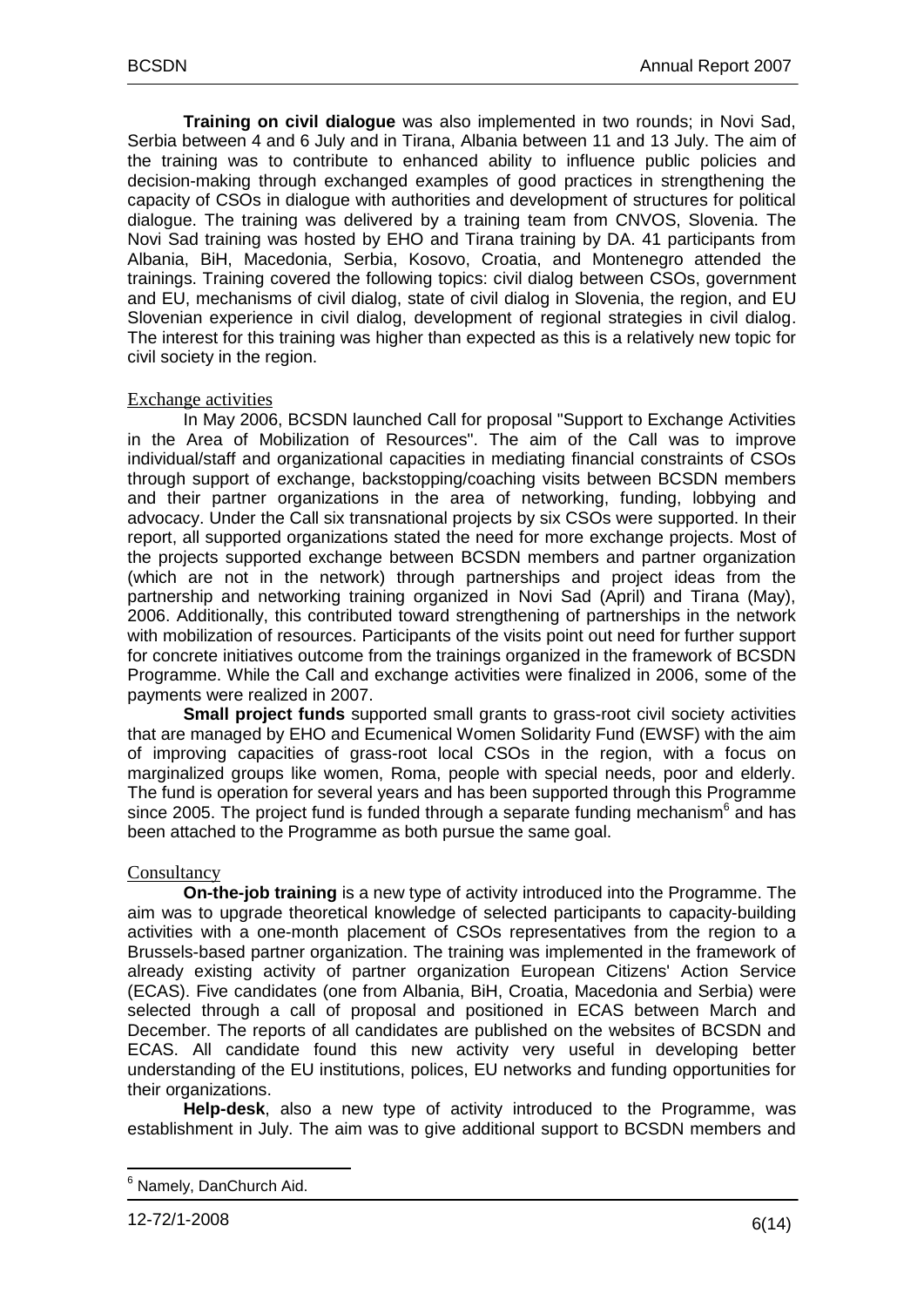**Training on civil dialogue** was also implemented in two rounds; in Novi Sad, Serbia between 4 and 6 July and in Tirana, Albania between 11 and 13 July. The aim of the training was to contribute to enhanced ability to influence public policies and decision-making through exchanged examples of good practices in strengthening the capacity of CSOs in dialogue with authorities and development of structures for political dialogue. The training was delivered by a training team from CNVOS, Slovenia. The Novi Sad training was hosted by EHO and Tirana training by DA. 41 participants from Albania, BiH, Macedonia, Serbia, Kosovo, Croatia, and Montenegro attended the trainings. Training covered the following topics: civil dialog between CSOs, government and EU, mechanisms of civil dialog, state of civil dialog in Slovenia, the region, and EU Slovenian experience in civil dialog, development of regional strategies in civil dialog. The interest for this training was higher than expected as this is a relatively new topic for civil society in the region.

### Exchange activities

In May 2006, BCSDN launched Call for proposal "Support to Exchange Activities in the Area of Mobilization of Resources". The aim of the Call was to improve individual/staff and organizational capacities in mediating financial constraints of CSOs through support of exchange, backstopping/coaching visits between BCSDN members and their partner organizations in the area of networking, funding, lobbying and advocacy. Under the Call six transnational projects by six CSOs were supported. In their report, all supported organizations stated the need for more exchange projects. Most of the projects supported exchange between BCSDN members and partner organization (which are not in the network) through partnerships and project ideas from the partnership and networking training organized in Novi Sad (April) and Tirana (May), 2006. Additionally, this contributed toward strengthening of partnerships in the network with mobilization of resources. Participants of the visits point out need for further support for concrete initiatives outcome from the trainings organized in the framework of BCSDN Programme. While the Call and exchange activities were finalized in 2006, some of the payments were realized in 2007.

**Small project funds** supported small grants to grass-root civil society activities that are managed by EHO and Ecumenical Women Solidarity Fund (EWSF) with the aim of improving capacities of grass-root local CSOs in the region, with a focus on marginalized groups like women, Roma, people with special needs, poor and elderly. The fund is operation for several years and has been supported through this Programme since 2005. The project fund is funded through a separate funding mechanism[6] and has been attached to the Programme as both pursue the same goal.

### Consultancy

**On-the-job training** is a new type of activity introduced into the Programme. The aim was to upgrade theoretical knowledge of selected participants to capacity-building activities with a one-month placement of CSOs representatives from the region to a Brussels-based partner organization. The training was implemented in the framework of already existing activity of partner organization European Citizens' Action Service (ECAS). Five candidates (one from Albania, BiH, Croatia, Macedonia and Serbia) were selected through a call of proposal and positioned in ECAS between March and December. The reports of all candidates are published on the websites of BCSDN and ECAS. All candidate found this new activity very useful in developing better understanding of the EU institutions, polices, EU networks and funding opportunities for their organizations.

**Help-desk**, also a new type of activity introduced to the Programme, was establishment in July. The aim was to give additional support to BCSDN members and

---

[6] Namely, DanChurch Aid.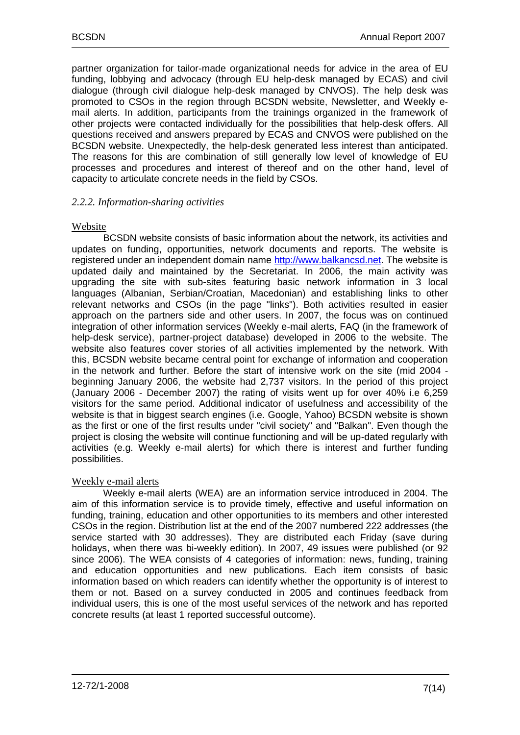partner organization for tailor-made organizational needs for advice in the area of EU funding, lobbying and advocacy (through EU help-desk managed by ECAS) and civil dialogue (through civil dialogue help-desk managed by CNVOS). The help desk was promoted to CSOs in the region through BCSDN website, Newsletter, and Weekly e-mail alerts. In addition, participants from the trainings organized in the framework of other projects were contacted individually for the possibilities that help-desk offers. All questions received and answers prepared by ECAS and CNVOS were published on the BCSDN website. Unexpectedly, the help-desk generated less interest than anticipated. The reasons for this are combination of still generally low level of knowledge of EU processes and procedures and interest of thereof and on the other hand, level of capacity to articulate concrete needs in the field by CSOs.

### *2.2.2. Information-sharing activities*

#### Website

BCSDN website consists of basic information about the network, its activities and updates on funding, opportunities, network documents and reports. The website is registered under an independent domain name [http://www.balkancsd.net](http://www.balkancsd.net). The website is updated daily and maintained by the Secretariat. In 2006, the main activity was upgrading the site with sub-sites featuring basic network information in 3 local languages (Albanian, Serbian/Croatian, Macedonian) and establishing links to other relevant networks and CSOs (in the page "links"). Both activities resulted in easier approach on the partners side and other users. In 2007, the focus was on continued integration of other information services (Weekly e-mail alerts, FAQ (in the framework of help-desk service), partner-project database) developed in 2006 to the website. The website also features cover stories of all activities implemented by the network. With this, BCSDN website became central point for exchange of information and cooperation in the network and further. Before the start of intensive work on the site (mid 2004 - beginning January 2006, the website had 2,737 visitors. In the period of this project (January 2006 - December 2007) the rating of visits went up for over 40% i.e 6,259 visitors for the same period. Additional indicator of usefulness and accessibility of the website is that in biggest search engines (i.e. Google, Yahoo) BCSDN website is shown as the first or one of the first results under "civil society" and "Balkan". Even though the project is closing the website will continue functioning and will be up-dated regularly with activities (e.g. Weekly e-mail alerts) for which there is interest and further funding possibilities.

#### Weekly e-mail alerts

Weekly e-mail alerts (WEA) are an information service introduced in 2004. The aim of this information service is to provide timely, effective and useful information on funding, training, education and other opportunities to its members and other interested CSOs in the region. Distribution list at the end of the 2007 numbered 222 addresses (the service started with 30 addresses). They are distributed each Friday (save during holidays, when there was bi-weekly edition). In 2007, 49 issues were published (or 92 since 2006). The WEA consists of 4 categories of information: news, funding, training and education opportunities and new publications. Each item consists of basic information based on which readers can identify whether the opportunity is of interest to them or not. Based on a survey conducted in 2005 and continues feedback from individual users, this is one of the most useful services of the network and has reported concrete results (at least 1 reported successful outcome).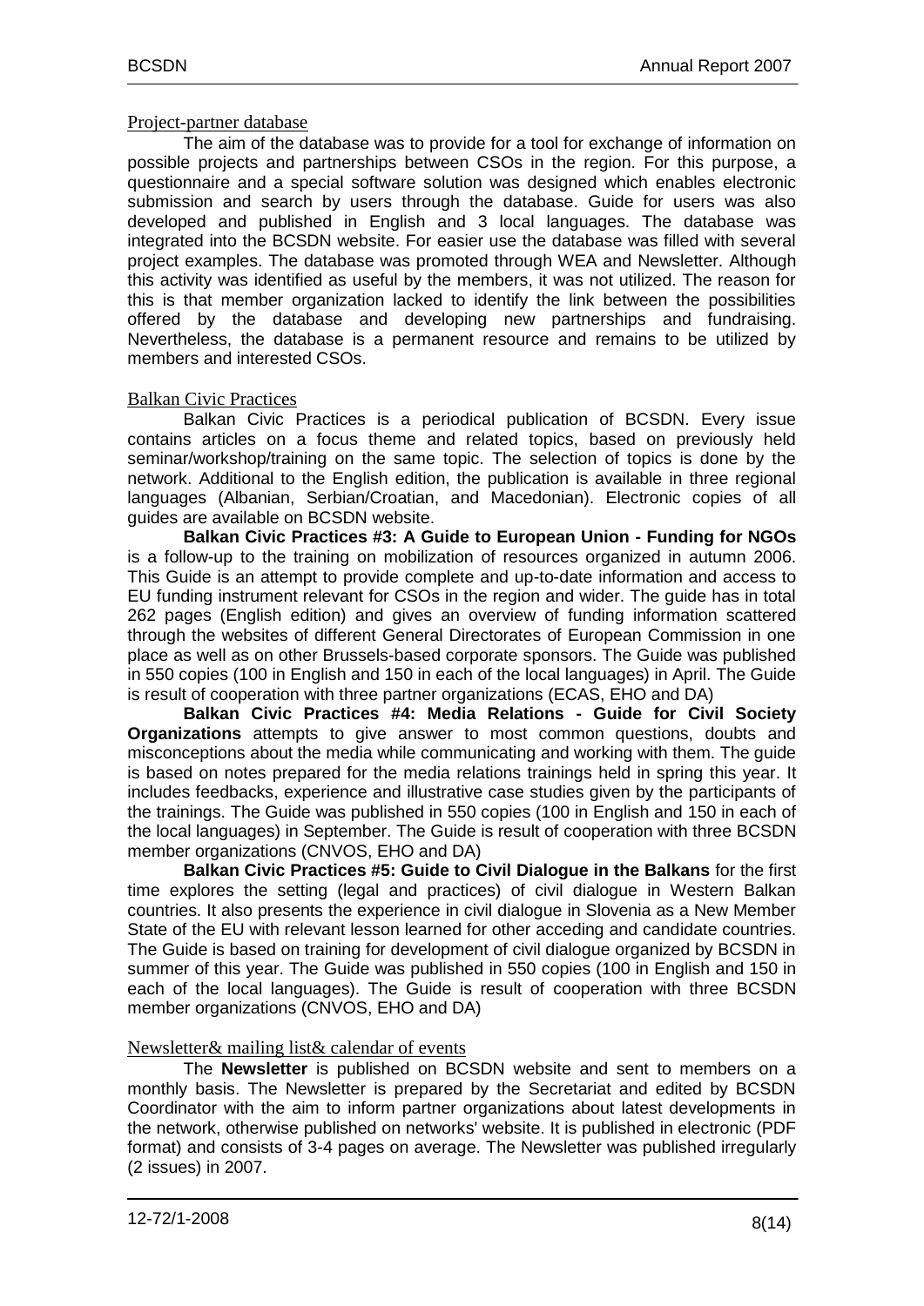### Project-partner database

The aim of the database was to provide for a tool for exchange of information on possible projects and partnerships between CSOs in the region. For this purpose, a questionnaire and a special software solution was designed which enables electronic submission and search by users through the database. Guide for users was also developed and published in English and 3 local languages. The database was integrated into the BCSDN website. For easier use the database was filled with several project examples. The database was promoted through WEA and Newsletter. Although this activity was identified as useful by the members, it was not utilized. The reason for this is that member organization lacked to identify the link between the possibilities offered by the database and developing new partnerships and fundraising. Nevertheless, the database is a permanent resource and remains to be utilized by members and interested CSOs.

### Balkan Civic Practices

Balkan Civic Practices is a periodical publication of BCSDN. Every issue contains articles on a focus theme and related topics, based on previously held seminar/workshop/training on the same topic. The selection of topics is done by the network. Additional to the English edition, the publication is available in three regional languages (Albanian, Serbian/Croatian, and Macedonian). Electronic copies of all guides are available on BCSDN website.

**Balkan Civic Practices #3: A Guide to European Union - Funding for NGOs** is a follow-up to the training on mobilization of resources organized in autumn 2006. This Guide is an attempt to provide complete and up-to-date information and access to EU funding instrument relevant for CSOs in the region and wider. The guide has in total 262 pages (English edition) and gives an overview of funding information scattered through the websites of different General Directorates of European Commission in one place as well as on other Brussels-based corporate sponsors. The Guide was published in 550 copies (100 in English and 150 in each of the local languages) in April. The Guide is result of cooperation with three partner organizations (ECAS, EHO and DA)

**Balkan Civic Practices #4: Media Relations - Guide for Civil Society Organizations** attempts to give answer to most common questions, doubts and misconceptions about the media while communicating and working with them. The guide is based on notes prepared for the media relations trainings held in spring this year. It includes feedbacks, experience and illustrative case studies given by the participants of the trainings. The Guide was published in 550 copies (100 in English and 150 in each of the local languages) in September. The Guide is result of cooperation with three BCSDN member organizations (CNVOS, EHO and DA)

**Balkan Civic Practices #5: Guide to Civil Dialogue in the Balkans** for the first time explores the setting (legal and practices) of civil dialogue in Western Balkan countries. It also presents the experience in civil dialogue in Slovenia as a New Member State of the EU with relevant lesson learned for other acceding and candidate countries. The Guide is based on training for development of civil dialogue organized by BCSDN in summer of this year. The Guide was published in 550 copies (100 in English and 150 in each of the local languages). The Guide is result of cooperation with three BCSDN member organizations (CNVOS, EHO and DA)

### Newsletter& mailing list& calendar of events

The **Newsletter** is published on BCSDN website and sent to members on a monthly basis. The Newsletter is prepared by the Secretariat and edited by BCSDN Coordinator with the aim to inform partner organizations about latest developments in the network, otherwise published on networks' website. It is published in electronic (PDF format) and consists of 3-4 pages on average. The Newsletter was published irregularly (2 issues) in 2007.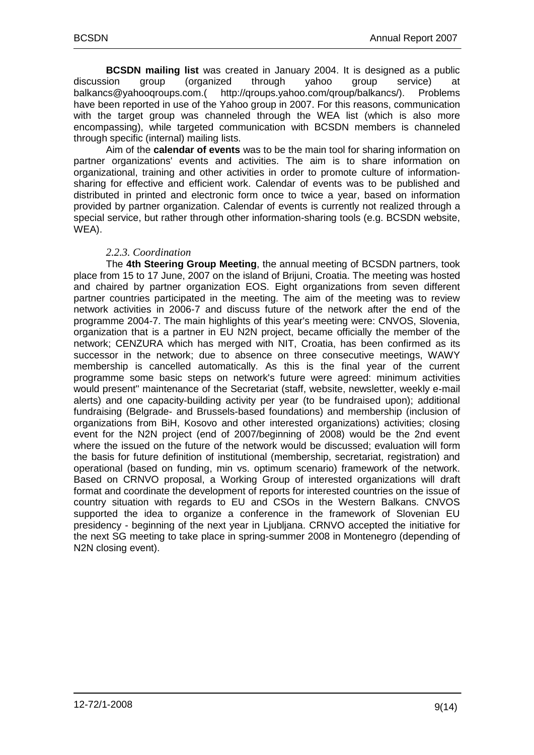**BCSDN mailing list** was created in January 2004. It is designed as a public discussion group (organized through yahoo group service) at balkancs@yahooqroups.com.( http://qroups.yahoo.com/qroup/balkancs/). Problems have been reported in use of the Yahoo group in 2007. For this reasons, communication with the target group was channeled through the WEA list (which is also more encompassing), while targeted communication with BCSDN members is channeled through specific (internal) mailing lists.

Aim of the **calendar of events** was to be the main tool for sharing information on partner organizations' events and activities. The aim is to share information on organizational, training and other activities in order to promote culture of information-sharing for effective and efficient work. Calendar of events was to be published and distributed in printed and electronic form once to twice a year, based on information provided by partner organization. Calendar of events is currently not realized through a special service, but rather through other information-sharing tools (e.g. BCSDN website, WEA).

### *2.2.3. Coordination*

The **4th Steering Group Meeting**, the annual meeting of BCSDN partners, took place from 15 to 17 June, 2007 on the island of Brijuni, Croatia. The meeting was hosted and chaired by partner organization EOS. Eight organizations from seven different partner countries participated in the meeting. The aim of the meeting was to review network activities in 2006-7 and discuss future of the network after the end of the programme 2004-7. The main highlights of this year's meeting were: CNVOS, Slovenia, organization that is a partner in EU N2N project, became officially the member of the network; CENZURA which has merged with NIT, Croatia, has been confirmed as its successor in the network; due to absence on three consecutive meetings, WAWY membership is cancelled automatically. As this is the final year of the current programme some basic steps on network's future were agreed: minimum activities would present" maintenance of the Secretariat (staff, website, newsletter, weekly e-mail alerts) and one capacity-building activity per year (to be fundraised upon); additional fundraising (Belgrade- and Brussels-based foundations) and membership (inclusion of organizations from BiH, Kosovo and other interested organizations) activities; closing event for the N2N project (end of 2007/beginning of 2008) would be the 2nd event where the issued on the future of the network would be discussed; evaluation will form the basis for future definition of institutional (membership, secretariat, registration) and operational (based on funding, min vs. optimum scenario) framework of the network. Based on CRNVO proposal, a Working Group of interested organizations will draft format and coordinate the development of reports for interested countries on the issue of country situation with regards to EU and CSOs in the Western Balkans. CNVOS supported the idea to organize a conference in the framework of Slovenian EU presidency - beginning of the next year in Ljubljana. CRNVO accepted the initiative for the next SG meeting to take place in spring-summer 2008 in Montenegro (depending of N2N closing event).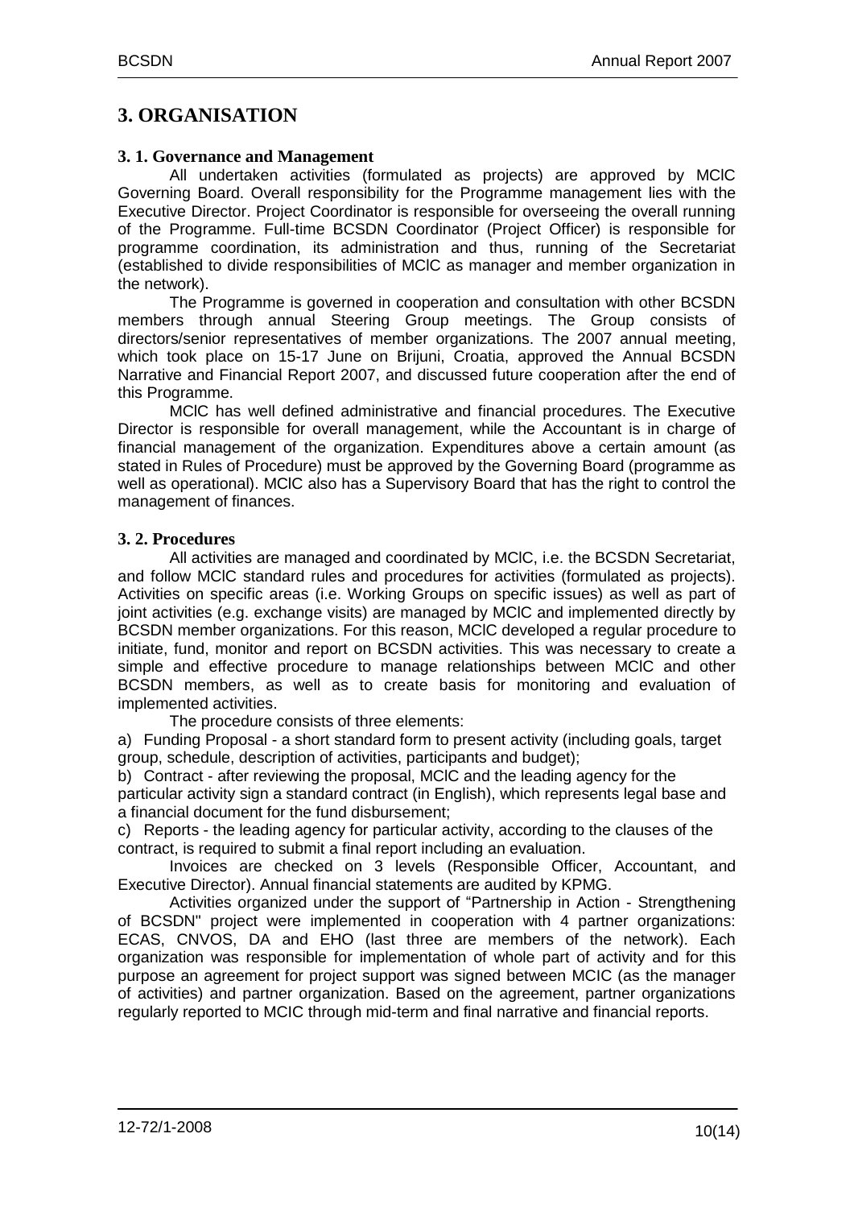# 3. ORGANISATION

## 3. 1. Governance and Management

All undertaken activities (formulated as projects) are approved by MCIC Governing Board. Overall responsibility for the Programme management lies with the Executive Director. Project Coordinator is responsible for overseeing the overall running of the Programme. Full-time BCSDN Coordinator (Project Officer) is responsible for programme coordination, its administration and thus, running of the Secretariat (established to divide responsibilities of MCIC as manager and member organization in the network).

The Programme is governed in cooperation and consultation with other BCSDN members through annual Steering Group meetings. The Group consists of directors/senior representatives of member organizations. The 2007 annual meeting, which took place on 15-17 June on Brijuni, Croatia, approved the Annual BCSDN Narrative and Financial Report 2007, and discussed future cooperation after the end of this Programme.

MCIC has well defined administrative and financial procedures. The Executive Director is responsible for overall management, while the Accountant is in charge of financial management of the organization. Expenditures above a certain amount (as stated in Rules of Procedure) must be approved by the Governing Board (programme as well as operational). MCIC also has a Supervisory Board that has the right to control the management of finances.

## 3. 2. Procedures

All activities are managed and coordinated by MCIC, i.e. the BCSDN Secretariat, and follow MCIC standard rules and procedures for activities (formulated as projects). Activities on specific areas (i.e. Working Groups on specific issues) as well as part of joint activities (e.g. exchange visits) are managed by MCIC and implemented directly by BCSDN member organizations. For this reason, MCIC developed a regular procedure to initiate, fund, monitor and report on BCSDN activities. This was necessary to create a simple and effective procedure to manage relationships between MCIC and other BCSDN members, as well as to create basis for monitoring and evaluation of implemented activities.

The procedure consists of three elements:

a) Funding Proposal - a short standard form to present activity (including goals, target group, schedule, description of activities, participants and budget);

b) Contract - after reviewing the proposal, MCIC and the leading agency for the particular activity sign a standard contract (in English), which represents legal base and a financial document for the fund disbursement;

c) Reports - the leading agency for particular activity, according to the clauses of the contract, is required to submit a final report including an evaluation.

Invoices are checked on 3 levels (Responsible Officer, Accountant, and Executive Director). Annual financial statements are audited by KPMG.

Activities organized under the support of "Partnership in Action - Strengthening of BCSDN" project were implemented in cooperation with 4 partner organizations: ECAS, CNVOS, DA and EHO (last three are members of the network). Each organization was responsible for implementation of whole part of activity and for this purpose an agreement for project support was signed between MCIC (as the manager of activities) and partner organization. Based on the agreement, partner organizations regularly reported to MCIC through mid-term and final narrative and financial reports.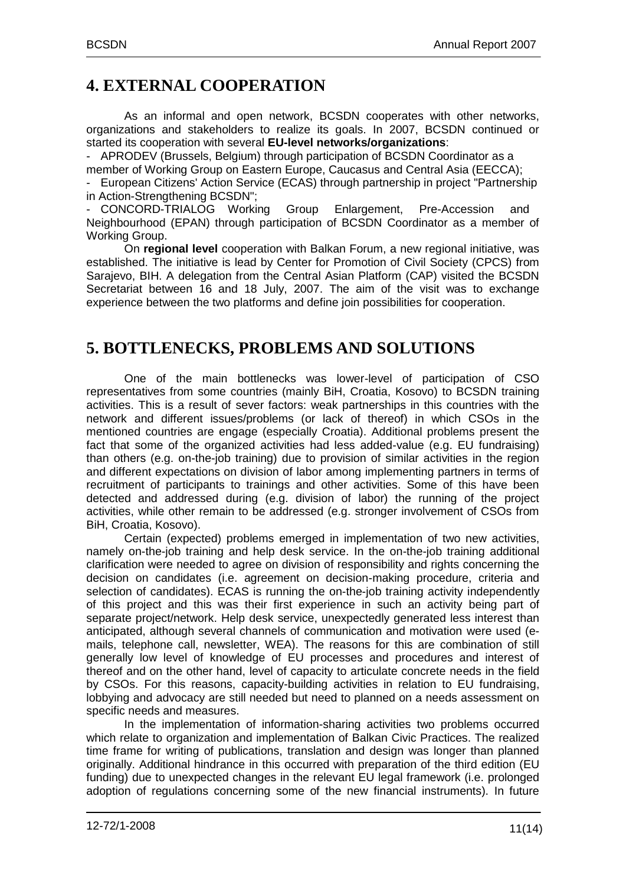## 4. EXTERNAL COOPERATION

As an informal and open network, BCSDN cooperates with other networks, organizations and stakeholders to realize its goals. In 2007, BCSDN continued or started its cooperation with several **EU-level networks/organizations**:

- APRODEV (Brussels, Belgium) through participation of BCSDN Coordinator as a member of Working Group on Eastern Europe, Caucasus and Central Asia (EECCA);
- European Citizens' Action Service (ECAS) through partnership in project "Partnership in Action-Strengthening BCSDN";
- CONCORD-TRIALOG Working Group Enlargement, Pre-Accession and Neighbourhood (EPAN) through participation of BCSDN Coordinator as a member of Working Group.

On **regional level** cooperation with Balkan Forum, a new regional initiative, was established. The initiative is lead by Center for Promotion of Civil Society (CPCS) from Sarajevo, BIH. A delegation from the Central Asian Platform (CAP) visited the BCSDN Secretariat between 16 and 18 July, 2007. The aim of the visit was to exchange experience between the two platforms and define join possibilities for cooperation.

## 5. BOTTLENECKS, PROBLEMS AND SOLUTIONS

One of the main bottlenecks was lower-level of participation of CSO representatives from some countries (mainly BiH, Croatia, Kosovo) to BCSDN training activities. This is a result of sever factors: weak partnerships in this countries with the network and different issues/problems (or lack of thereof) in which CSOs in the mentioned countries are engage (especially Croatia). Additional problems present the fact that some of the organized activities had less added-value (e.g. EU fundraising) than others (e.g. on-the-job training) due to provision of similar activities in the region and different expectations on division of labor among implementing partners in terms of recruitment of participants to trainings and other activities. Some of this have been detected and addressed during (e.g. division of labor) the running of the project activities, while other remain to be addressed (e.g. stronger involvement of CSOs from BiH, Croatia, Kosovo).

Certain (expected) problems emerged in implementation of two new activities, namely on-the-job training and help desk service. In the on-the-job training additional clarification were needed to agree on division of responsibility and rights concerning the decision on candidates (i.e. agreement on decision-making procedure, criteria and selection of candidates). ECAS is running the on-the-job training activity independently of this project and this was their first experience in such an activity being part of separate project/network. Help desk service, unexpectedly generated less interest than anticipated, although several channels of communication and motivation were used (e-mails, telephone call, newsletter, WEA). The reasons for this are combination of still generally low level of knowledge of EU processes and procedures and interest of thereof and on the other hand, level of capacity to articulate concrete needs in the field by CSOs. For this reasons, capacity-building activities in relation to EU fundraising, lobbying and advocacy are still needed but need to planned on a needs assessment on specific needs and measures.

In the implementation of information-sharing activities two problems occurred which relate to organization and implementation of Balkan Civic Practices. The realized time frame for writing of publications, translation and design was longer than planned originally. Additional hindrance in this occurred with preparation of the third edition (EU funding) due to unexpected changes in the relevant EU legal framework (i.e. prolonged adoption of regulations concerning some of the new financial instruments). In future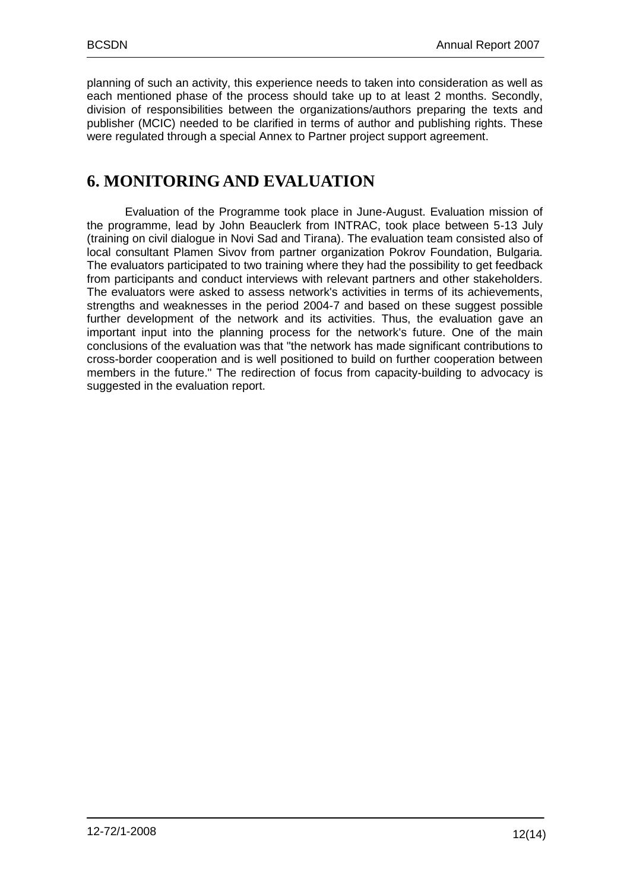planning of such an activity, this experience needs to taken into consideration as well as each mentioned phase of the process should take up to at least 2 months. Secondly, division of responsibilities between the organizations/authors preparing the texts and publisher (MCIC) needed to be clarified in terms of author and publishing rights. These were regulated through a special Annex to Partner project support agreement.

# 6. MONITORING AND EVALUATION

Evaluation of the Programme took place in June-August. Evaluation mission of the programme, lead by John Beauclerk from INTRAC, took place between 5-13 July (training on civil dialogue in Novi Sad and Tirana). The evaluation team consisted also of local consultant Plamen Sivov from partner organization Pokrov Foundation, Bulgaria. The evaluators participated to two training where they had the possibility to get feedback from participants and conduct interviews with relevant partners and other stakeholders. The evaluators were asked to assess network's activities in terms of its achievements, strengths and weaknesses in the period 2004-7 and based on these suggest possible further development of the network and its activities. Thus, the evaluation gave an important input into the planning process for the network's future. One of the main conclusions of the evaluation was that "the network has made significant contributions to cross-border cooperation and is well positioned to build on further cooperation between members in the future." The redirection of focus from capacity-building to advocacy is suggested in the evaluation report.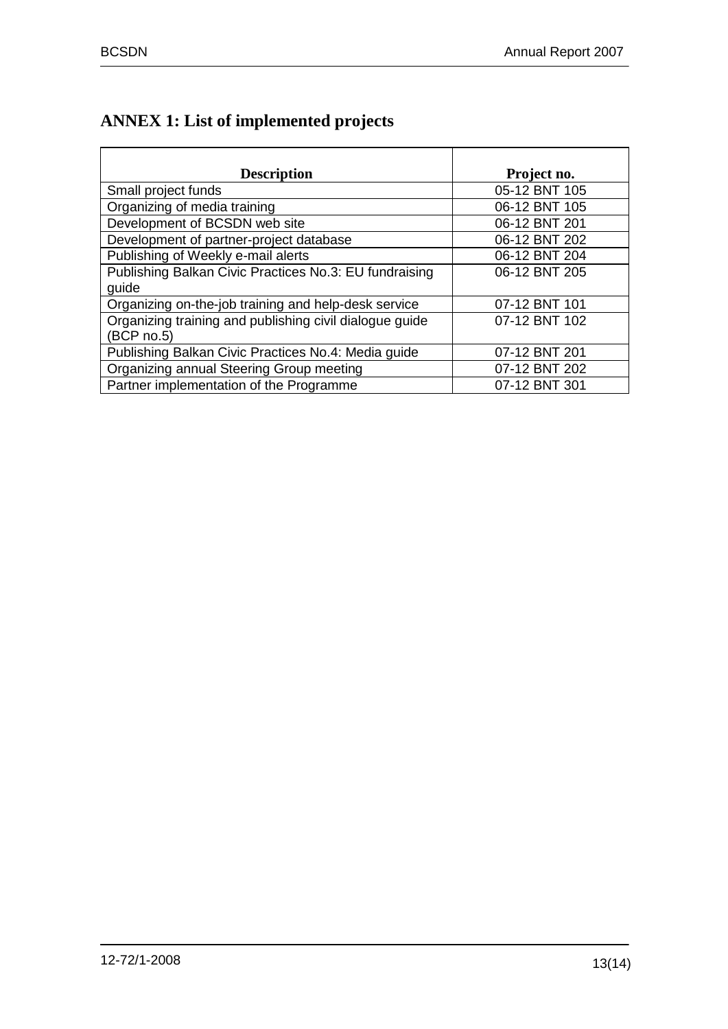## ANNEX 1: List of implemented projects

| Description | Project no. |
|---|---|
| Small project funds | 05-12 BNT 105 |
| Organizing of media training | 06-12 BNT 105 |
| Development of BCSDN web site | 06-12 BNT 201 |
| Development of partner-project database | 06-12 BNT 202 |
| Publishing of Weekly e-mail alerts | 06-12 BNT 204 |
| Publishing Balkan Civic Practices No.3: EU fundraising guide | 06-12 BNT 205 |
| Organizing on-the-job training and help-desk service | 07-12 BNT 101 |
| Organizing training and publishing civil dialogue guide (BCP no.5) | 07-12 BNT 102 |
| Publishing Balkan Civic Practices No.4: Media guide | 07-12 BNT 201 |
| Organizing annual Steering Group meeting | 07-12 BNT 202 |
| Partner implementation of the Programme | 07-12 BNT 301 |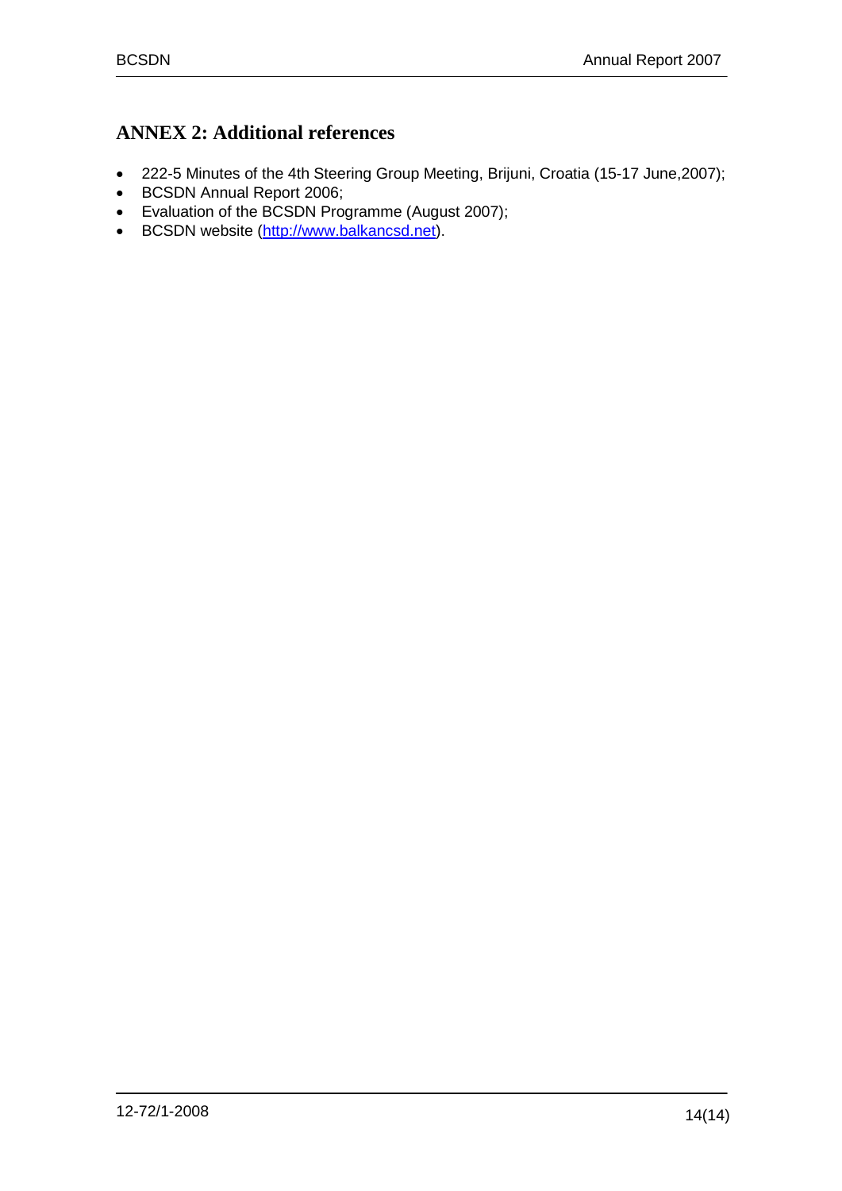## ANNEX 2: Additional references

- 222-5 Minutes of the 4th Steering Group Meeting, Brijuni, Croatia (15-17 June,2007);
- BCSDN Annual Report 2006;
- Evaluation of the BCSDN Programme (August 2007);
- BCSDN website (http://www.balkancsd.net).